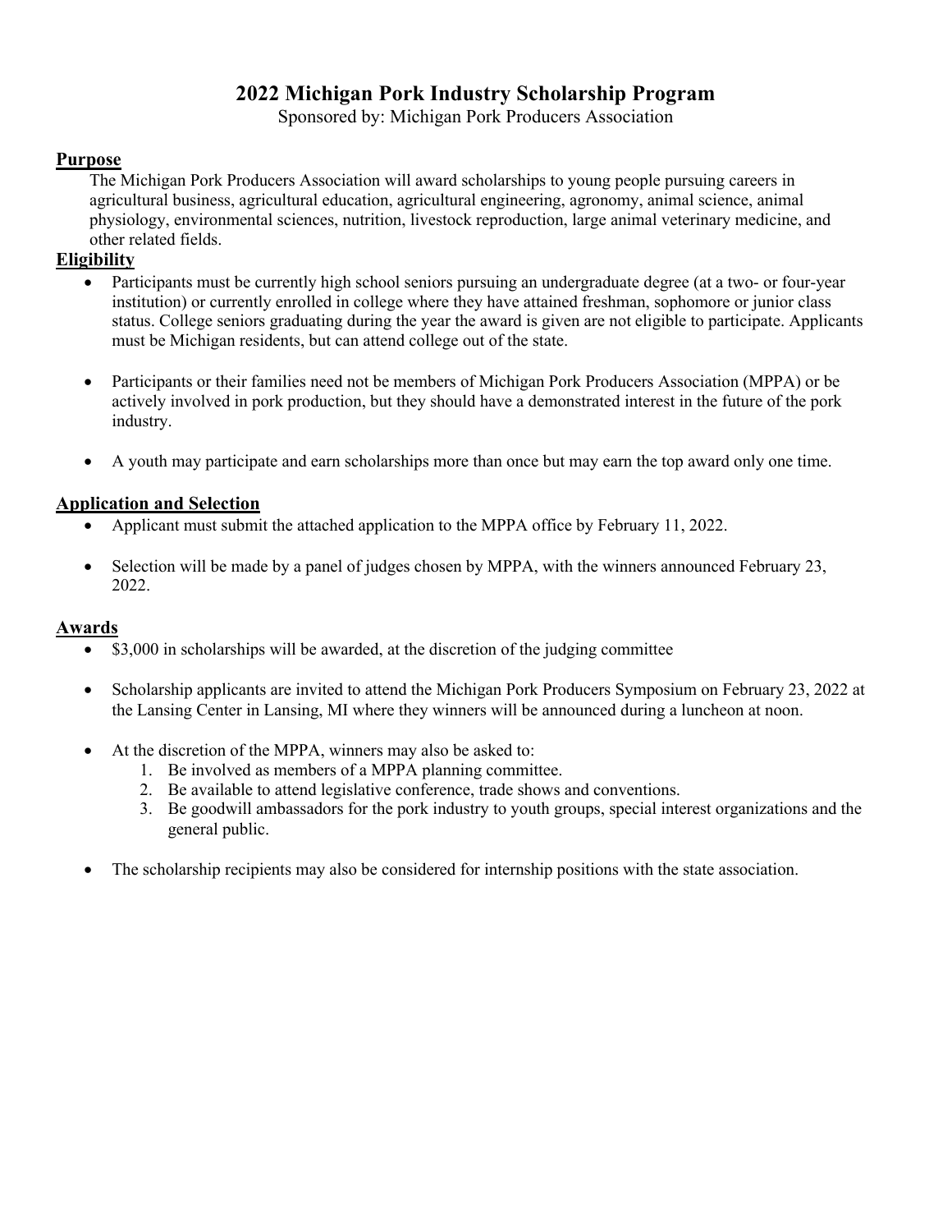# 2022 Michigan Pork Industry Scholarship Program

Sponsored by: Michigan Pork Producers Association

## Purpose

The Michigan Pork Producers Association will award scholarships to young people pursuing careers in agricultural business, agricultural education, agricultural engineering, agronomy, animal science, animal physiology, environmental sciences, nutrition, livestock reproduction, large animal veterinary medicine, and other related fields.

## Eligibility

- Participants must be currently high school seniors pursuing an undergraduate degree (at a two- or four-year institution) or currently enrolled in college where they have attained freshman, sophomore or junior class status. College seniors graduating during the year the award is given are not eligible to participate. Applicants must be Michigan residents, but can attend college out of the state.

- Participants or their families need not be members of Michigan Pork Producers Association (MPPA) or be actively involved in pork production, but they should have a demonstrated interest in the future of the pork industry.

- A youth may participate and earn scholarships more than once but may earn the top award only one time.

## Application and Selection

- Applicant must submit the attached application to the MPPA office by February 11, 2022.

- Selection will be made by a panel of judges chosen by MPPA, with the winners announced February 23, 2022.

## Awards

- $3,000 in scholarships will be awarded, at the discretion of the judging committee

- Scholarship applicants are invited to attend the Michigan Pork Producers Symposium on February 23, 2022 at the Lansing Center in Lansing, MI where they winners will be announced during a luncheon at noon.

- At the discretion of the MPPA, winners may also be asked to:
  1. Be involved as members of a MPPA planning committee.
  2. Be available to attend legislative conference, trade shows and conventions.
  3. Be goodwill ambassadors for the pork industry to youth groups, special interest organizations and the general public.

- The scholarship recipients may also be considered for internship positions with the state association.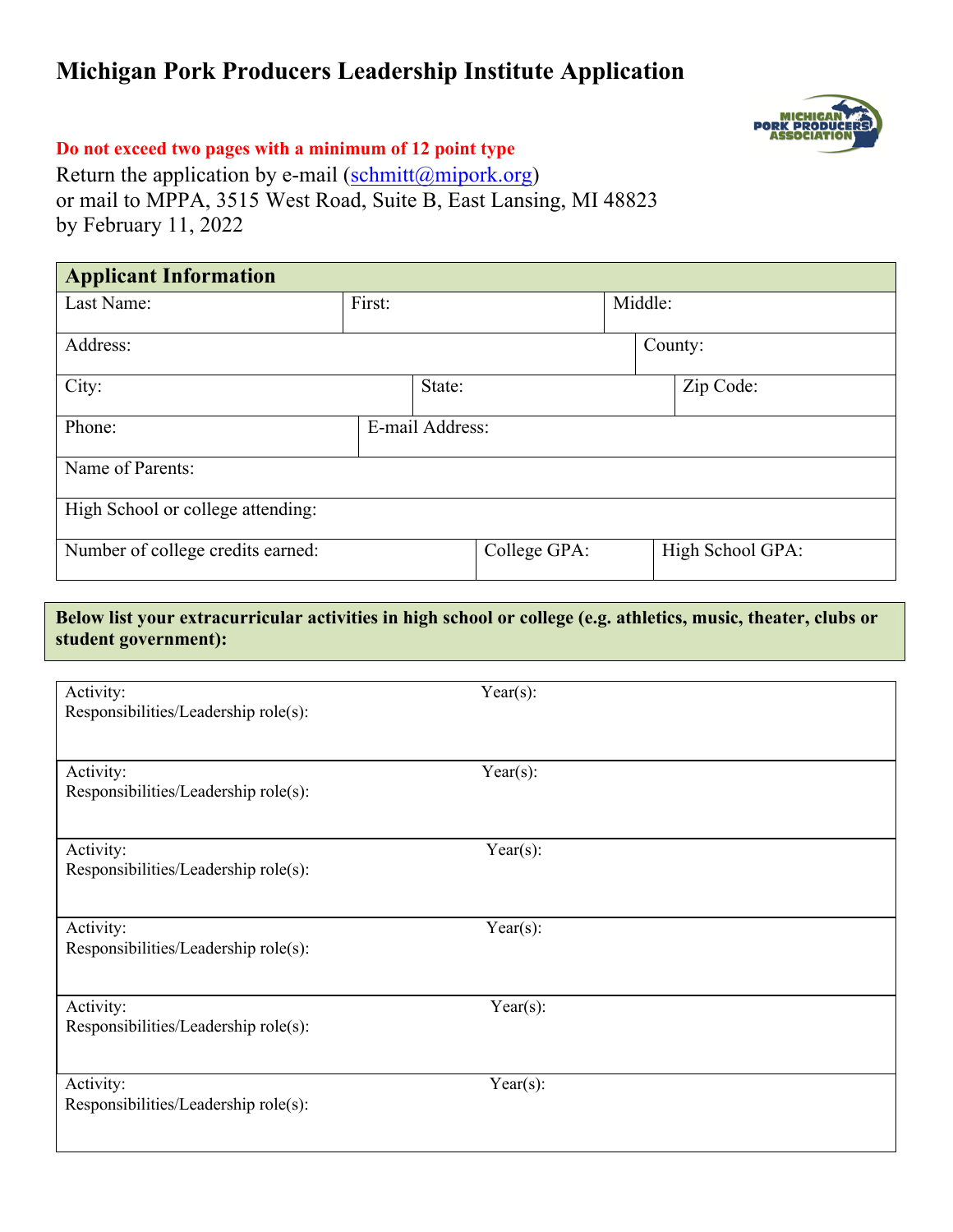# Michigan Pork Producers Leadership Institute Application

**Do not exceed two pages with a minimum of 12 point type**

Return the application by e-mail (schmitt@mipork.org)
or mail to MPPA, 3515 West Road, Suite B, East Lansing, MI 48823
by February 11, 2022

| **Applicant Information** | | |
|---|---|---|
| Last Name: | First: | Middle: |
| Address: | | County: |
| City: | State: | Zip Code: |
| Phone: | E-mail Address: | |
| Name of Parents: | | |
| High School or college attending: | | |
| Number of college credits earned: | College GPA: | High School GPA: |

**Below list your extracurricular activities in high school or college (e.g. athletics, music, theater, clubs or student government):**

| Activity: | Year(s): |
|---|---|
| Responsibilities/Leadership role(s): | |
| Activity: | Year(s): |
| Responsibilities/Leadership role(s): | |
| Activity: | Year(s): |
| Responsibilities/Leadership role(s): | |
| Activity: | Year(s): |
| Responsibilities/Leadership role(s): | |
| Activity: | Year(s): |
| Responsibilities/Leadership role(s): | |
| Activity: | Year(s): |
| Responsibilities/Leadership role(s): | |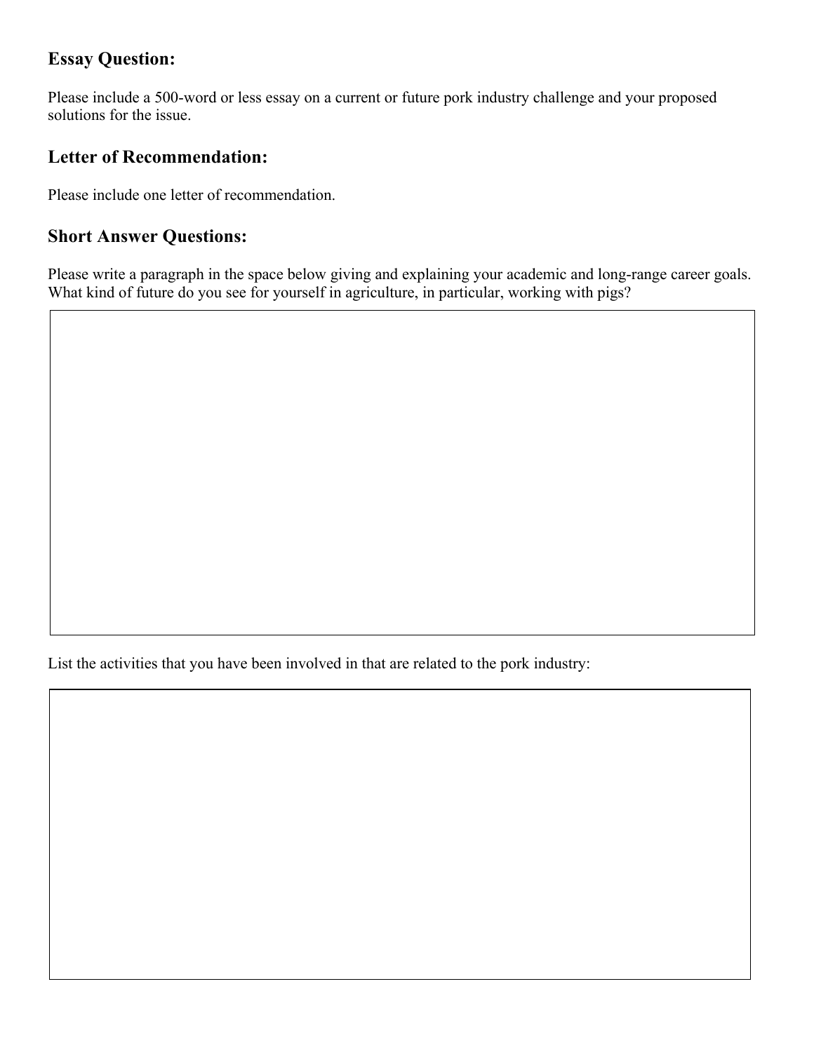## Essay Question:

Please include a 500-word or less essay on a current or future pork industry challenge and your proposed solutions for the issue.

## Letter of Recommendation:

Please include one letter of recommendation.

## Short Answer Questions:

Please write a paragraph in the space below giving and explaining your academic and long-range career goals. What kind of future do you see for yourself in agriculture, in particular, working with pigs?

List the activities that you have been involved in that are related to the pork industry: